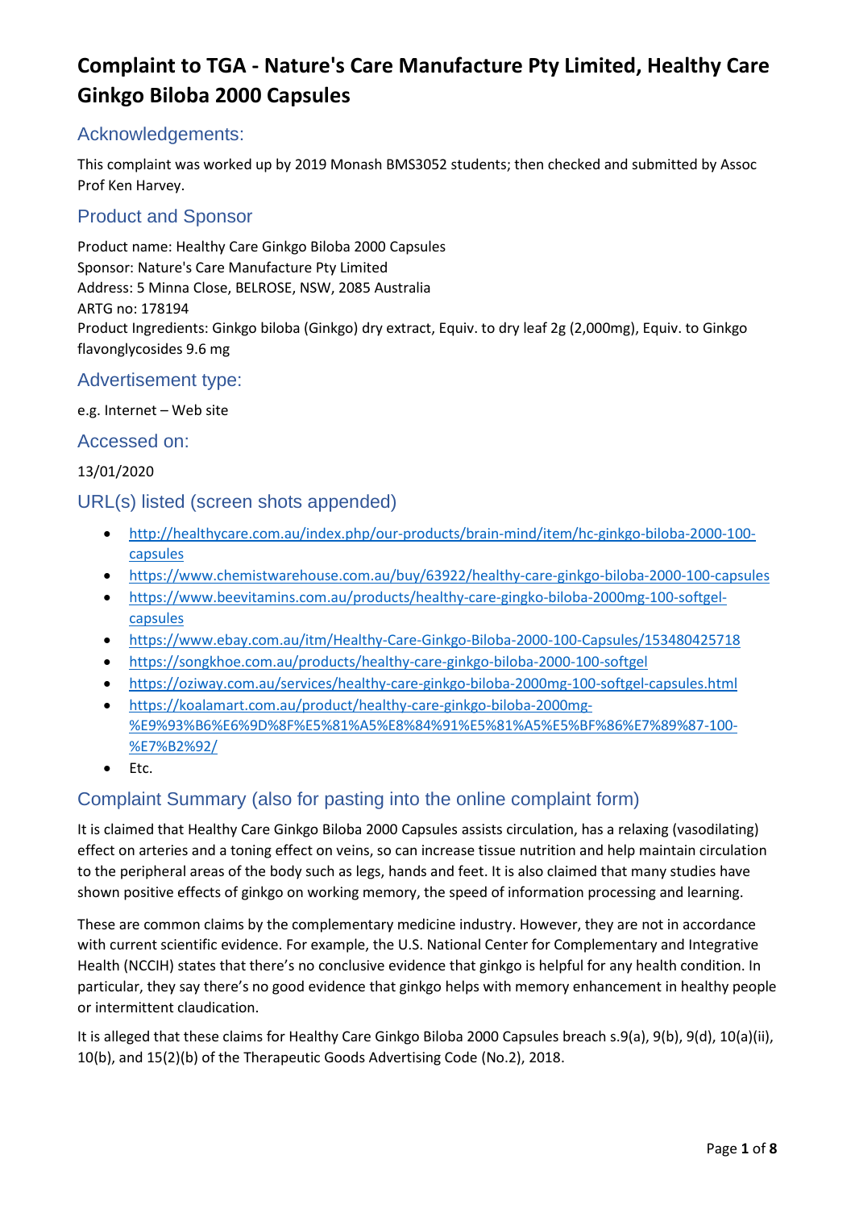# Complaint to TGA - Nature's Care Manufacture Pty Limited, Healthy Care Ginkgo Biloba 2000 Capsules

## Acknowledgements:

This complaint was worked up by 2019 Monash BMS3052 students; then checked and submitted by Assoc Prof Ken Harvey.

## Product and Sponsor

Product name: Healthy Care Ginkgo Biloba 2000 Capsules
Sponsor: Nature's Care Manufacture Pty Limited
Address: 5 Minna Close, BELROSE, NSW, 2085 Australia
ARTG no: 178194
Product Ingredients: Ginkgo biloba (Ginkgo) dry extract, Equiv. to dry leaf 2g (2,000mg), Equiv. to Ginkgo flavonglycosides 9.6 mg

## Advertisement type:

e.g. Internet – Web site

## Accessed on:

13/01/2020

## URL(s) listed (screen shots appended)

- http://healthycare.com.au/index.php/our-products/brain-mind/item/hc-ginkgo-biloba-2000-100-capsules
- https://www.chemistwarehouse.com.au/buy/63922/healthy-care-ginkgo-biloba-2000-100-capsules
- https://www.beevitamins.com.au/products/healthy-care-gingko-biloba-2000mg-100-softgel-capsules
- https://www.ebay.com.au/itm/Healthy-Care-Ginkgo-Biloba-2000-100-Capsules/153480425718
- https://songkhoe.com.au/products/healthy-care-ginkgo-biloba-2000-100-softgel
- https://oziway.com.au/services/healthy-care-ginkgo-biloba-2000mg-100-softgel-capsules.html
- https://koalamart.com.au/product/healthy-care-ginkgo-biloba-2000mg-%E9%93%B6%E6%9D%8F%E5%81%A5%E8%84%91%E5%81%A5%E5%BF%86%E7%89%87-100-%E7%B2%92/
- Etc.

## Complaint Summary (also for pasting into the online complaint form)

It is claimed that Healthy Care Ginkgo Biloba 2000 Capsules assists circulation, has a relaxing (vasodilating) effect on arteries and a toning effect on veins, so can increase tissue nutrition and help maintain circulation to the peripheral areas of the body such as legs, hands and feet. It is also claimed that many studies have shown positive effects of ginkgo on working memory, the speed of information processing and learning.

These are common claims by the complementary medicine industry. However, they are not in accordance with current scientific evidence. For example, the U.S. National Center for Complementary and Integrative Health (NCCIH) states that there's no conclusive evidence that ginkgo is helpful for any health condition. In particular, they say there's no good evidence that ginkgo helps with memory enhancement in healthy people or intermittent claudication.

It is alleged that these claims for Healthy Care Ginkgo Biloba 2000 Capsules breach s.9(a), 9(b), 9(d), 10(a)(ii), 10(b), and 15(2)(b) of the Therapeutic Goods Advertising Code (No.2), 2018.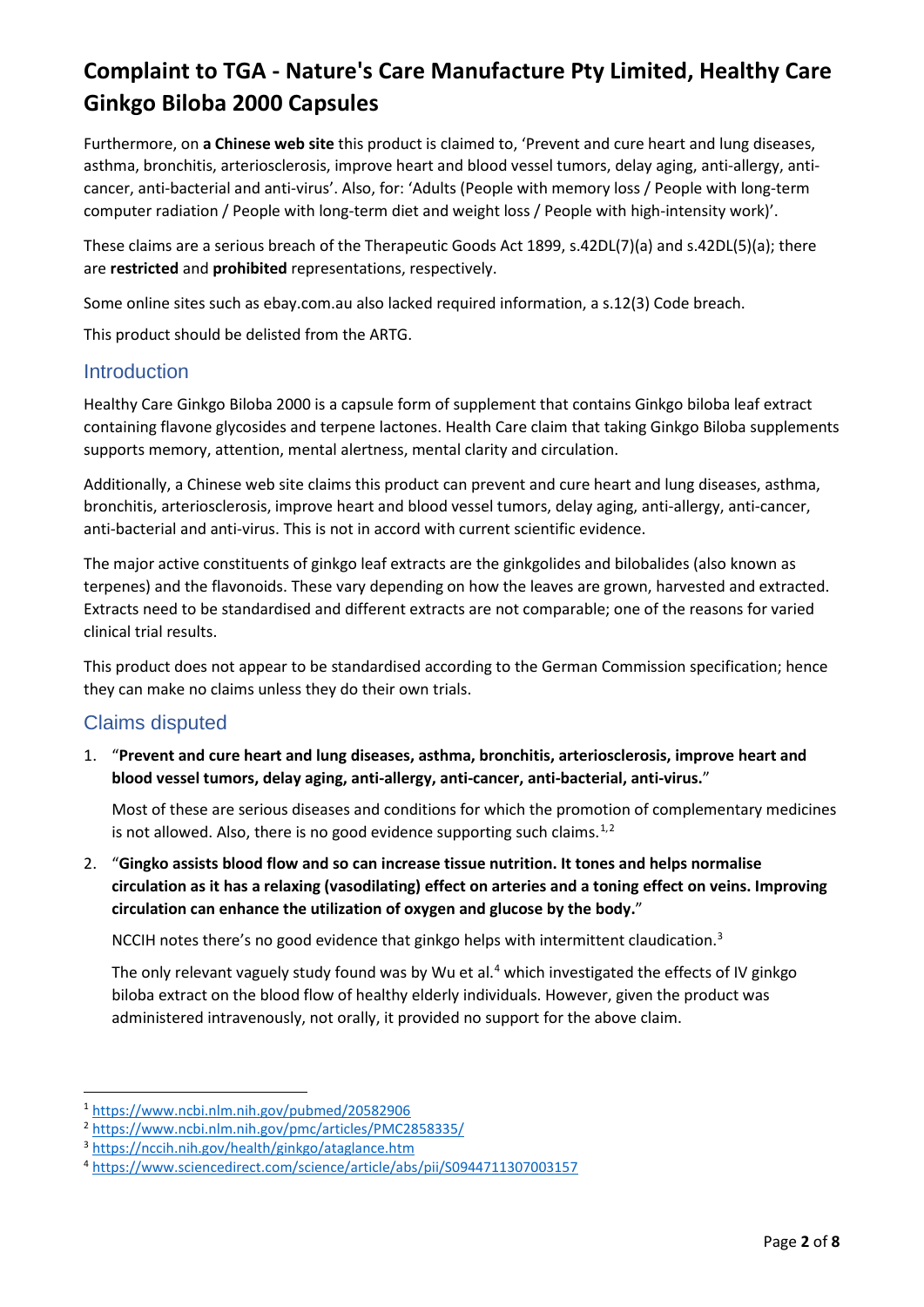# Complaint to TGA - Nature's Care Manufacture Pty Limited, Healthy Care Ginkgo Biloba 2000 Capsules

Furthermore, on **a Chinese web site** this product is claimed to, 'Prevent and cure heart and lung diseases, asthma, bronchitis, arteriosclerosis, improve heart and blood vessel tumors, delay aging, anti-allergy, anti-cancer, anti-bacterial and anti-virus'. Also, for: 'Adults (People with memory loss / People with long-term computer radiation / People with long-term diet and weight loss / People with high-intensity work)'.

These claims are a serious breach of the Therapeutic Goods Act 1899, s.42DL(7)(a) and s.42DL(5)(a); there are **restricted** and **prohibited** representations, respectively.

Some online sites such as ebay.com.au also lacked required information, a s.12(3) Code breach.

This product should be delisted from the ARTG.

## Introduction

Healthy Care Ginkgo Biloba 2000 is a capsule form of supplement that contains Ginkgo biloba leaf extract containing flavone glycosides and terpene lactones. Health Care claim that taking Ginkgo Biloba supplements supports memory, attention, mental alertness, mental clarity and circulation.

Additionally, a Chinese web site claims this product can prevent and cure heart and lung diseases, asthma, bronchitis, arteriosclerosis, improve heart and blood vessel tumors, delay aging, anti-allergy, anti-cancer, anti-bacterial and anti-virus. This is not in accord with current scientific evidence.

The major active constituents of ginkgo leaf extracts are the ginkgolides and bilobalides (also known as terpenes) and the flavonoids. These vary depending on how the leaves are grown, harvested and extracted. Extracts need to be standardised and different extracts are not comparable; one of the reasons for varied clinical trial results.

This product does not appear to be standardised according to the German Commission specification; hence they can make no claims unless they do their own trials.

## Claims disputed

1. "**Prevent and cure heart and lung diseases, asthma, bronchitis, arteriosclerosis, improve heart and blood vessel tumors, delay aging, anti-allergy, anti-cancer, anti-bacterial, anti-virus.**"

   Most of these are serious diseases and conditions for which the promotion of complementary medicines is not allowed. Also, there is no good evidence supporting such claims.[1,2]

2. "**Gingko assists blood flow and so can increase tissue nutrition. It tones and helps normalise circulation as it has a relaxing (vasodilating) effect on arteries and a toning effect on veins. Improving circulation can enhance the utilization of oxygen and glucose by the body.**"

   NCCIH notes there's no good evidence that ginkgo helps with intermittent claudication.[3]

   The only relevant vaguely study found was by Wu et al.[4] which investigated the effects of IV ginkgo biloba extract on the blood flow of healthy elderly individuals. However, given the product was administered intravenously, not orally, it provided no support for the above claim.

---

[1] https://www.ncbi.nlm.nih.gov/pubmed/20582906

[2] https://www.ncbi.nlm.nih.gov/pmc/articles/PMC2858335/

[3] https://nccih.nih.gov/health/ginkgo/ataglance.htm

[4] https://www.sciencedirect.com/science/article/abs/pii/S0944711307003157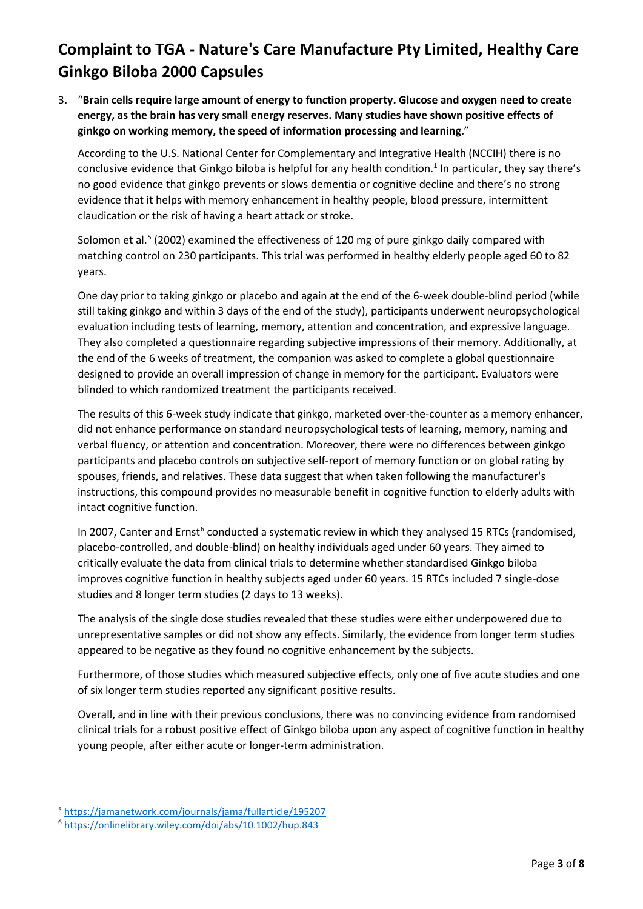# Complaint to TGA - Nature's Care Manufacture Pty Limited, Healthy Care Ginkgo Biloba 2000 Capsules

3. "**Brain cells require large amount of energy to function property. Glucose and oxygen need to create energy, as the brain has very small energy reserves. Many studies have shown positive effects of ginkgo on working memory, the speed of information processing and learning.**"

   According to the U.S. National Center for Complementary and Integrative Health (NCCIH) there is no conclusive evidence that Ginkgo biloba is helpful for any health condition.[1] In particular, they say there's no good evidence that ginkgo prevents or slows dementia or cognitive decline and there's no strong evidence that it helps with memory enhancement in healthy people, blood pressure, intermittent claudication or the risk of having a heart attack or stroke.

   Solomon et al.[5] (2002) examined the effectiveness of 120 mg of pure ginkgo daily compared with matching control on 230 participants. This trial was performed in healthy elderly people aged 60 to 82 years.

   One day prior to taking ginkgo or placebo and again at the end of the 6-week double-blind period (while still taking ginkgo and within 3 days of the end of the study), participants underwent neuropsychological evaluation including tests of learning, memory, attention and concentration, and expressive language. They also completed a questionnaire regarding subjective impressions of their memory. Additionally, at the end of the 6 weeks of treatment, the companion was asked to complete a global questionnaire designed to provide an overall impression of change in memory for the participant. Evaluators were blinded to which randomized treatment the participants received.

   The results of this 6-week study indicate that ginkgo, marketed over-the-counter as a memory enhancer, did not enhance performance on standard neuropsychological tests of learning, memory, naming and verbal fluency, or attention and concentration. Moreover, there were no differences between ginkgo participants and placebo controls on subjective self-report of memory function or on global rating by spouses, friends, and relatives. These data suggest that when taken following the manufacturer's instructions, this compound provides no measurable benefit in cognitive function to elderly adults with intact cognitive function.

   In 2007, Canter and Ernst[6] conducted a systematic review in which they analysed 15 RTCs (randomised, placebo-controlled, and double-blind) on healthy individuals aged under 60 years. They aimed to critically evaluate the data from clinical trials to determine whether standardised Ginkgo biloba improves cognitive function in healthy subjects aged under 60 years. 15 RTCs included 7 single-dose studies and 8 longer term studies (2 days to 13 weeks).

   The analysis of the single dose studies revealed that these studies were either underpowered due to unrepresentative samples or did not show any effects. Similarly, the evidence from longer term studies appeared to be negative as they found no cognitive enhancement by the subjects.

   Furthermore, of those studies which measured subjective effects, only one of five acute studies and one of six longer term studies reported any significant positive results.

   Overall, and in line with their previous conclusions, there was no convincing evidence from randomised clinical trials for a robust positive effect of Ginkgo biloba upon any aspect of cognitive function in healthy young people, after either acute or longer-term administration.

---

[5] https://jamanetwork.com/journals/jama/fullarticle/195207

[6] https://onlinelibrary.wiley.com/doi/abs/10.1002/hup.843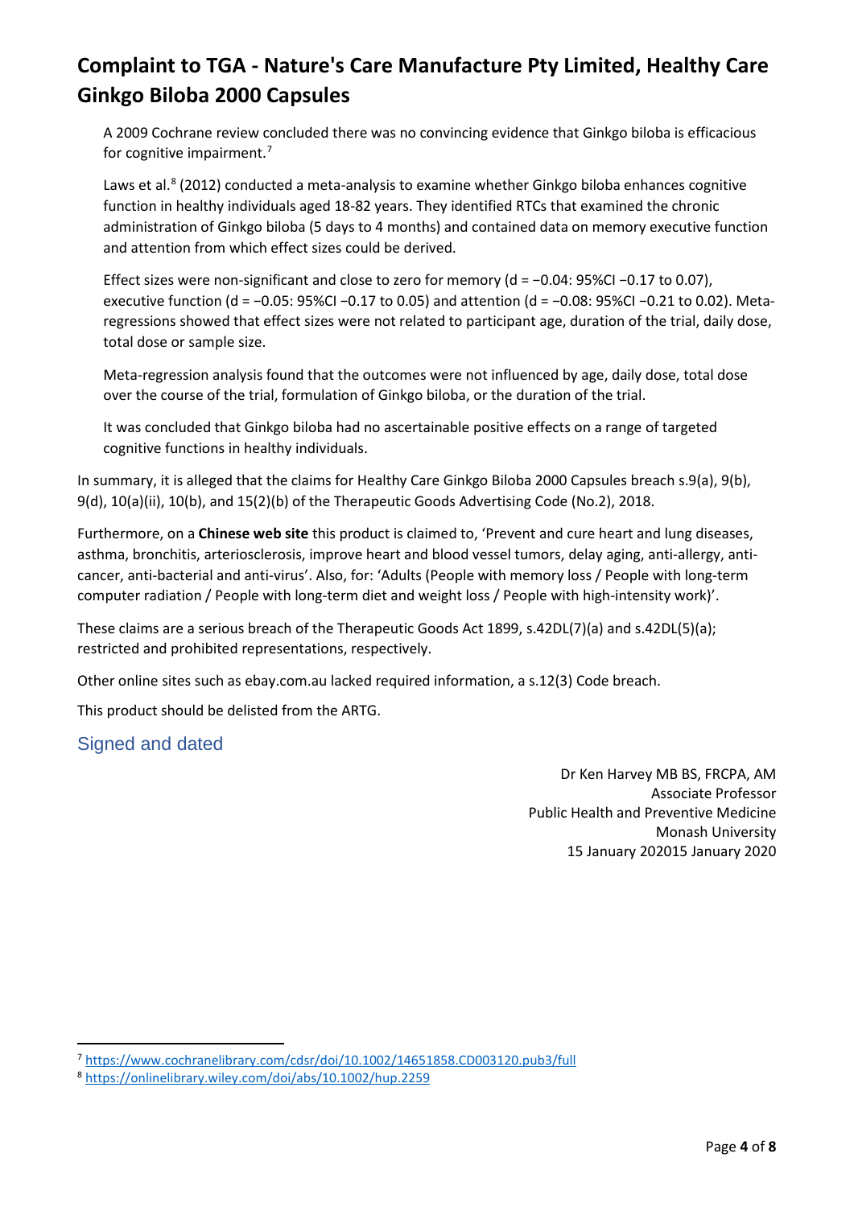# Complaint to TGA - Nature's Care Manufacture Pty Limited, Healthy Care Ginkgo Biloba 2000 Capsules

A 2009 Cochrane review concluded there was no convincing evidence that Ginkgo biloba is efficacious for cognitive impairment.[7]

Laws et al.[8] (2012) conducted a meta-analysis to examine whether Ginkgo biloba enhances cognitive function in healthy individuals aged 18-82 years. They identified RTCs that examined the chronic administration of Ginkgo biloba (5 days to 4 months) and contained data on memory executive function and attention from which effect sizes could be derived.

Effect sizes were non-significant and close to zero for memory ($d = -0.04$: 95%CI $-0.17$ to 0.07), executive function ($d = -0.05$: 95%CI $-0.17$ to 0.05) and attention ($d = -0.08$: 95%CI $-0.21$ to 0.02). Meta-regressions showed that effect sizes were not related to participant age, duration of the trial, daily dose, total dose or sample size.

Meta-regression analysis found that the outcomes were not influenced by age, daily dose, total dose over the course of the trial, formulation of Ginkgo biloba, or the duration of the trial.

It was concluded that Ginkgo biloba had no ascertainable positive effects on a range of targeted cognitive functions in healthy individuals.

In summary, it is alleged that the claims for Healthy Care Ginkgo Biloba 2000 Capsules breach s.9(a), 9(b), 9(d), 10(a)(ii), 10(b), and 15(2)(b) of the Therapeutic Goods Advertising Code (No.2), 2018.

Furthermore, on a **Chinese web site** this product is claimed to, 'Prevent and cure heart and lung diseases, asthma, bronchitis, arteriosclerosis, improve heart and blood vessel tumors, delay aging, anti-allergy, anti-cancer, anti-bacterial and anti-virus'. Also, for: 'Adults (People with memory loss / People with long-term computer radiation / People with long-term diet and weight loss / People with high-intensity work)'.

These claims are a serious breach of the Therapeutic Goods Act 1899, s.42DL(7)(a) and s.42DL(5)(a); restricted and prohibited representations, respectively.

Other online sites such as ebay.com.au lacked required information, a s.12(3) Code breach.

This product should be delisted from the ARTG.

## Signed and dated

Dr Ken Harvey MB BS, FRCPA, AM
Associate Professor
Public Health and Preventive Medicine
Monash University
15 January 202015 January 2020

---

[7] https://www.cochranelibrary.com/cdsr/doi/10.1002/14651858.CD003120.pub3/full

[8] https://onlinelibrary.wiley.com/doi/abs/10.1002/hup.2259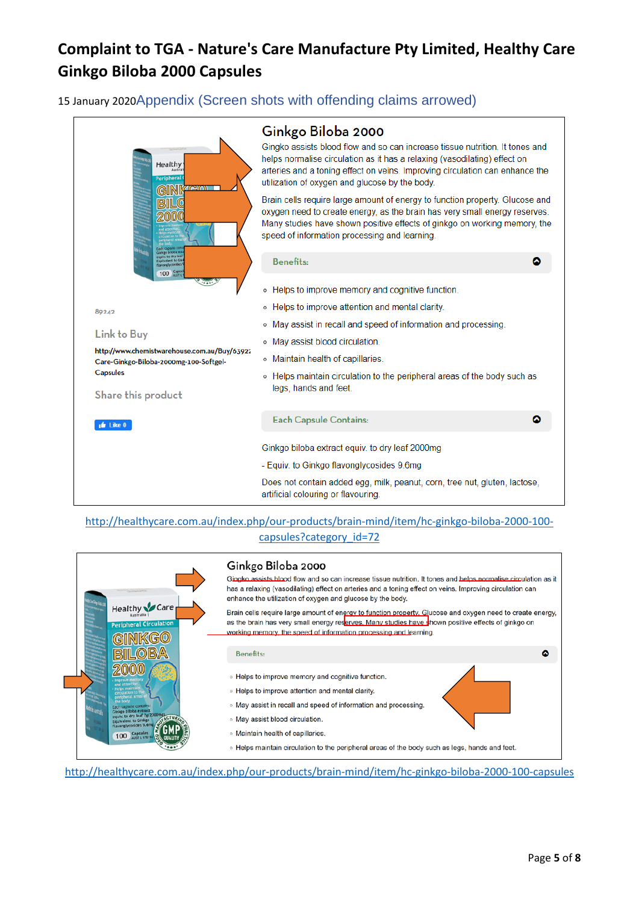# Complaint to TGA - Nature's Care Manufacture Pty Limited, Healthy Care Ginkgo Biloba 2000 Capsules

15 January 2020 Appendix (Screen shots with offending claims arrowed)

## Ginkgo Biloba 2000

Gingko assists blood flow and so can increase tissue nutrition. It tones and helps normalise circulation as it has a relaxing (vasodilating) effect on arteries and a toning effect on veins. Improving circulation can enhance the utilization of oxygen and glucose by the body.

Brain cells require large amount of energy to function property. Glucose and oxygen need to create energy, as the brain has very small energy reserves. Many studies have shown positive effects of ginkgo on working memory, the speed of information processing and learning.

89242

Link to Buy

http://www.chemistwarehouse.com.au/Buy/63927 Care-Ginkgo-Biloba-2000mg-100-Softgel-Capsules

Share this product

Like 0

**Benefits:**

- Helps to improve memory and cognitive function.
- Helps to improve attention and mental clarity.
- May assist in recall and speed of information and processing.
- May assist blood circulation.
- Maintain health of capillaries.
- Helps maintain circulation to the peripheral areas of the body such as legs, hands and feet.

**Each Capsule Contains:**

Ginkgo biloba extract equiv. to dry leaf 2000mg

- Equiv. to Ginkgo flavonglycosides 9.6mg

Does not contain added egg, milk, peanut, corn, tree nut, gluten, lactose, artificial colouring or flavouring.

http://healthycare.com.au/index.php/our-products/brain-mind/item/hc-ginkgo-biloba-2000-100-capsules?category_id=72

## Ginkgo Biloba 2000

Gingko assists blood flow and so can increase tissue nutrition. It tones and helps normalise circulation as it has a relaxing (vasodilating) effect on arteries and a toning effect on veins. Improving circulation can enhance the utilization of oxygen and glucose by the body.

Brain cells require large amount of energy to function property. Glucose and oxygen need to create energy, as the brain has very small energy reserves. Many studies have shown positive effects of ginkgo on working memory, the speed of information processing and learning.

**Benefits:**

- Helps to improve memory and cognitive function.
- Helps to improve attention and mental clarity.
- May assist in recall and speed of information and processing.
- May assist blood circulation.
- Maintain health of capillaries.
- Helps maintain circulation to the peripheral areas of the body such as legs, hands and feet.

http://healthycare.com.au/index.php/our-products/brain-mind/item/hc-ginkgo-biloba-2000-100-capsules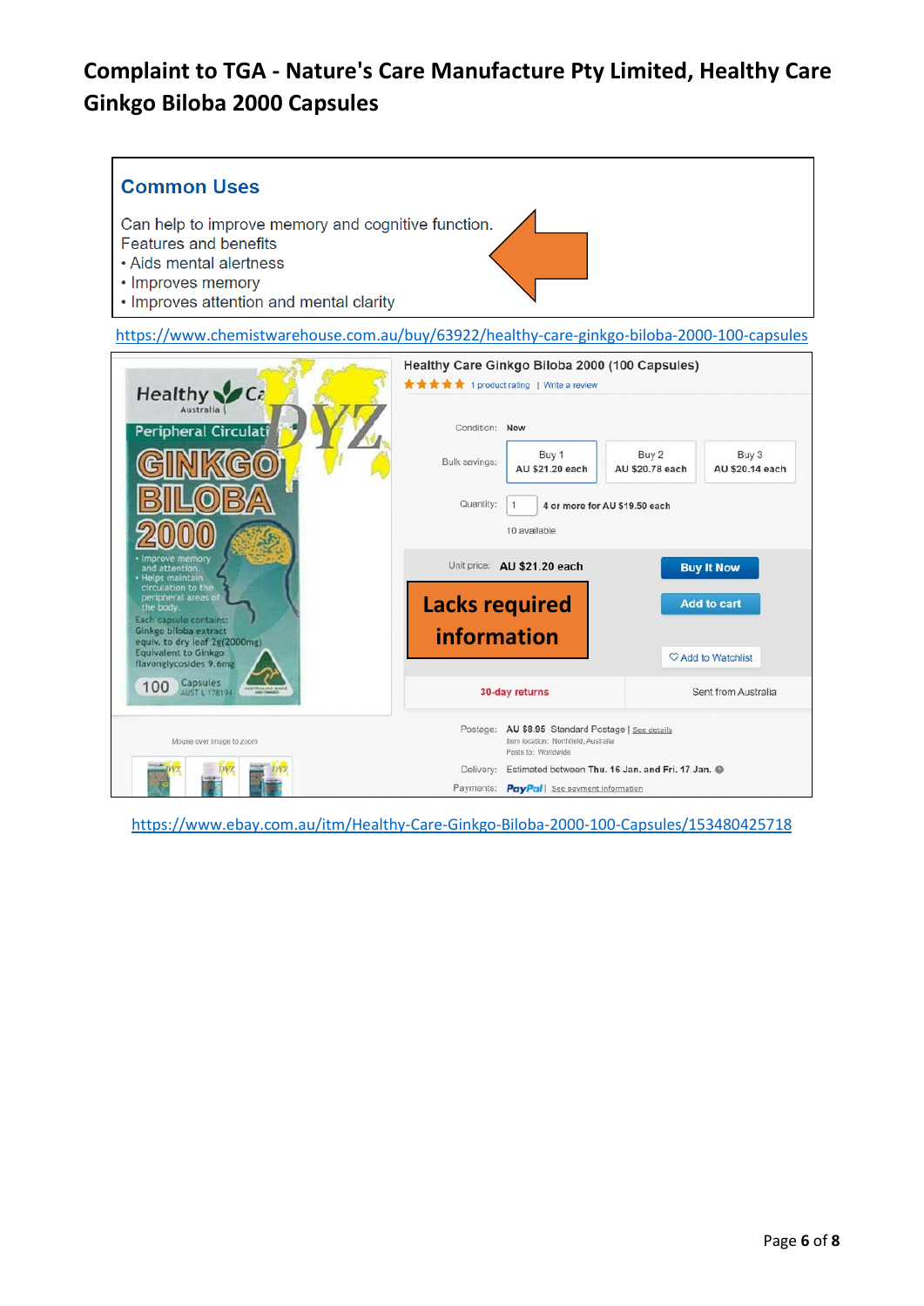# Complaint to TGA - Nature's Care Manufacture Pty Limited, Healthy Care Ginkgo Biloba 2000 Capsules

**Common Uses**

Can help to improve memory and cognitive function.
Features and benefits
- Aids mental alertness
- Improves memory
- Improves attention and mental clarity

https://www.chemistwarehouse.com.au/buy/63922/healthy-care-ginkgo-biloba-2000-100-capsules

Healthy Care Ginkgo Biloba 2000 (100 Capsules)

1 product rating | Write a review

Healthy Care Australia
Peripheral Circulati...
GINKGO BILOBA 2000
- Improve memory and attention.
- Helps maintain circulation to the peripheral areas of the body.

Each capsule contains:
Ginkgo biloba extract equiv. to dry leaf 2g (2000mg)
Equivalent to Ginkgo flavonglycosides 9.6mg

100 Capsules
AUST L 178194

Condition: New

Bulk savings: Buy 1 AU $21.20 each | Buy 2 AU $20.78 each | Buy 3 AU $20.14 each

Quantity: 1 4 or more for AU $19.50 each

10 available

Unit price: AU $21.20 each

Buy It Now

Add to cart

Add to Watchlist

**Lacks required information**

30-day returns | Sent from Australia

Mouse over image to zoom

Postage: AU $8.95 Standard Postage | See details
Item location: Northfield, Australia
Posts to: Worldwide

Delivery: Estimated between Thu. 16 Jan. and Fri. 17 Jan.

Payments: PayPal | See payment information

https://www.ebay.com.au/itm/Healthy-Care-Ginkgo-Biloba-2000-100-Capsules/153480425718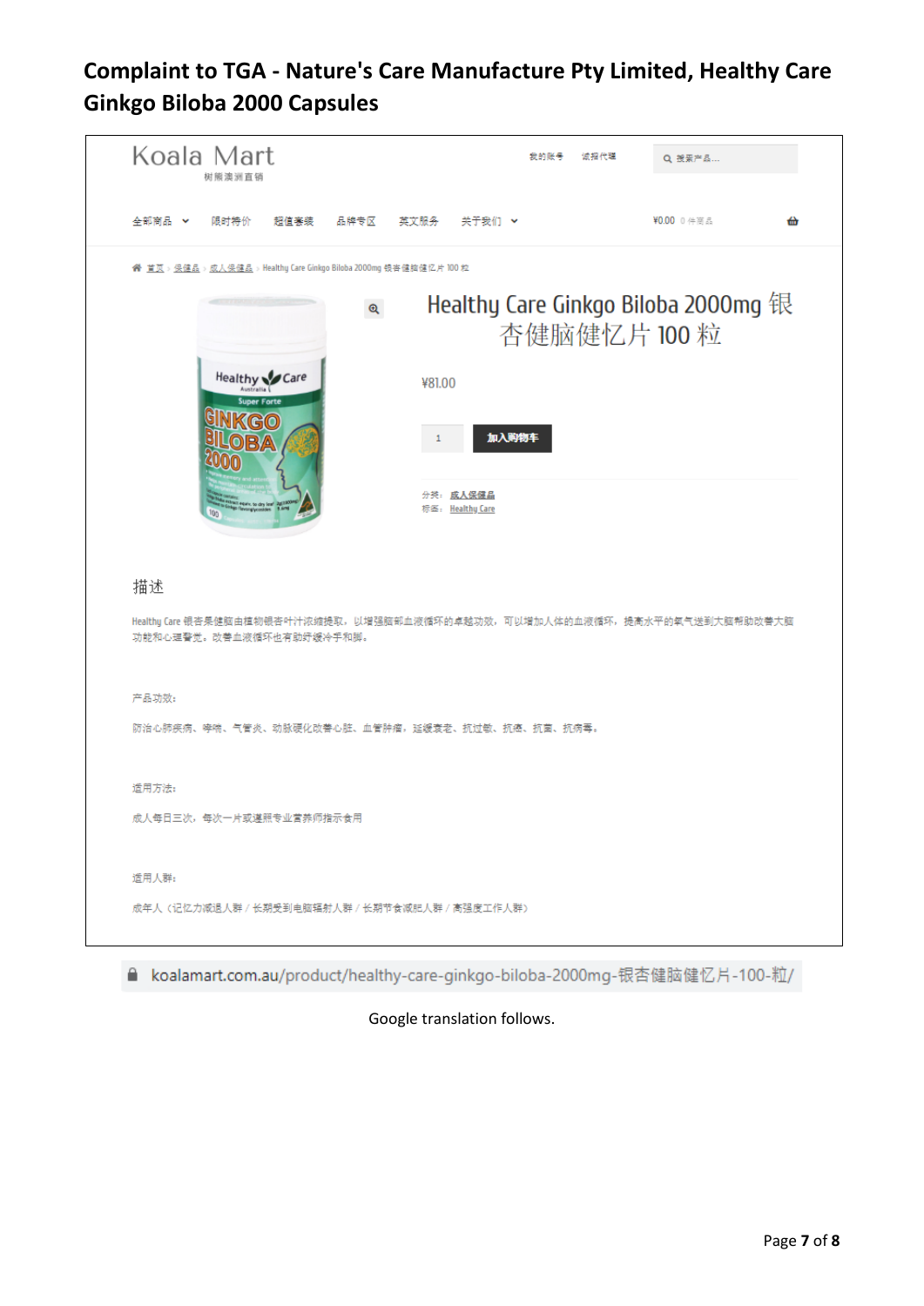# Complaint to TGA - Nature's Care Manufacture Pty Limited, Healthy Care Ginkgo Biloba 2000 Capsules

Koala Mart
树熊澳洲直销

我的账号　诚招代理　搜索产品...

全部商品　限时特价　超值套装　品牌专区　英文服务　关于我们　¥0.00 0 件商品

首页 › 保健品 › 成人保健品 › Healthy Care Ginkgo Biloba 2000mg 银杏健脑健忆片 100 粒

## Healthy Care Ginkgo Biloba 2000mg 银杏健脑健忆片 100 粒

¥81.00

1　加入购物车

分类：成人保健品
标签：Healthy Care

### 描述

Healthy Care 银杏是健脑由植物银杏叶汁浓缩提取，以增强脑部血液循环的卓越功效，可以增加人体的血液循环，提高水平的氧气送到大脑帮助改善大脑功能和心理警觉。改善血液循环也有助舒缓冷手和脚。

产品功效：

防治心肺疾病、哮喘、气管炎、动脉硬化改善心脏、血管肿瘤，延缓衰老、抗过敏、抗癌、抗菌、抗病毒。

适用方法：

成人每日三次，每次一片或遵照专业营养师指示食用

适用人群：

成年人（记忆力减退人群 / 长期受到电脑辐射人群 / 长期节食减肥人群 / 高强度工作人群）

koalamart.com.au/product/healthy-care-ginkgo-biloba-2000mg-银杏健脑健忆片-100-粒/

Google translation follows.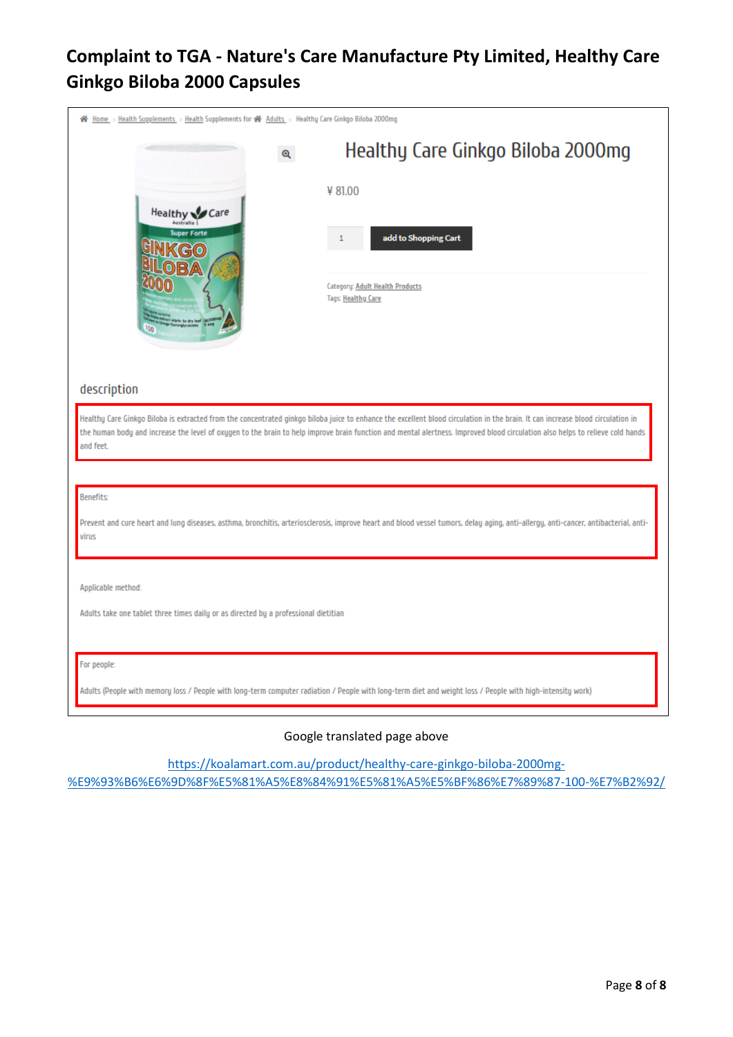# Complaint to TGA - Nature's Care Manufacture Pty Limited, Healthy Care Ginkgo Biloba 2000 Capsules

Home > Health Supplements > Health Supplements for Adults > Healthy Care Ginkgo Biloba 2000mg

## Healthy Care Ginkgo Biloba 2000mg

¥ 81.00

1 add to Shopping Cart

Category: Adult Health Products
Tags: Healthy Care

### description

Healthy Care Ginkgo Biloba is extracted from the concentrated ginkgo biloba juice to enhance the excellent blood circulation in the brain. It can increase blood circulation in the human body and increase the level of oxygen to the brain to help improve brain function and mental alertness. Improved blood circulation also helps to relieve cold hands and feet.

Benefits:

Prevent and cure heart and lung diseases, asthma, bronchitis, arteriosclerosis, improve heart and blood vessel tumors, delay aging, anti-allergy, anti-cancer, antibacterial, anti-virus

Applicable method:

Adults take one tablet three times daily or as directed by a professional dietitian

For people:

Adults (People with memory loss / People with long-term computer radiation / People with long-term diet and weight loss / People with high-intensity work)

Google translated page above

https://koalamart.com.au/product/healthy-care-ginkgo-biloba-2000mg-%E9%93%B6%E6%9D%8F%E5%81%A5%E8%84%91%E5%81%A5%E5%BF%86%E7%89%87-100-%E7%B2%92/